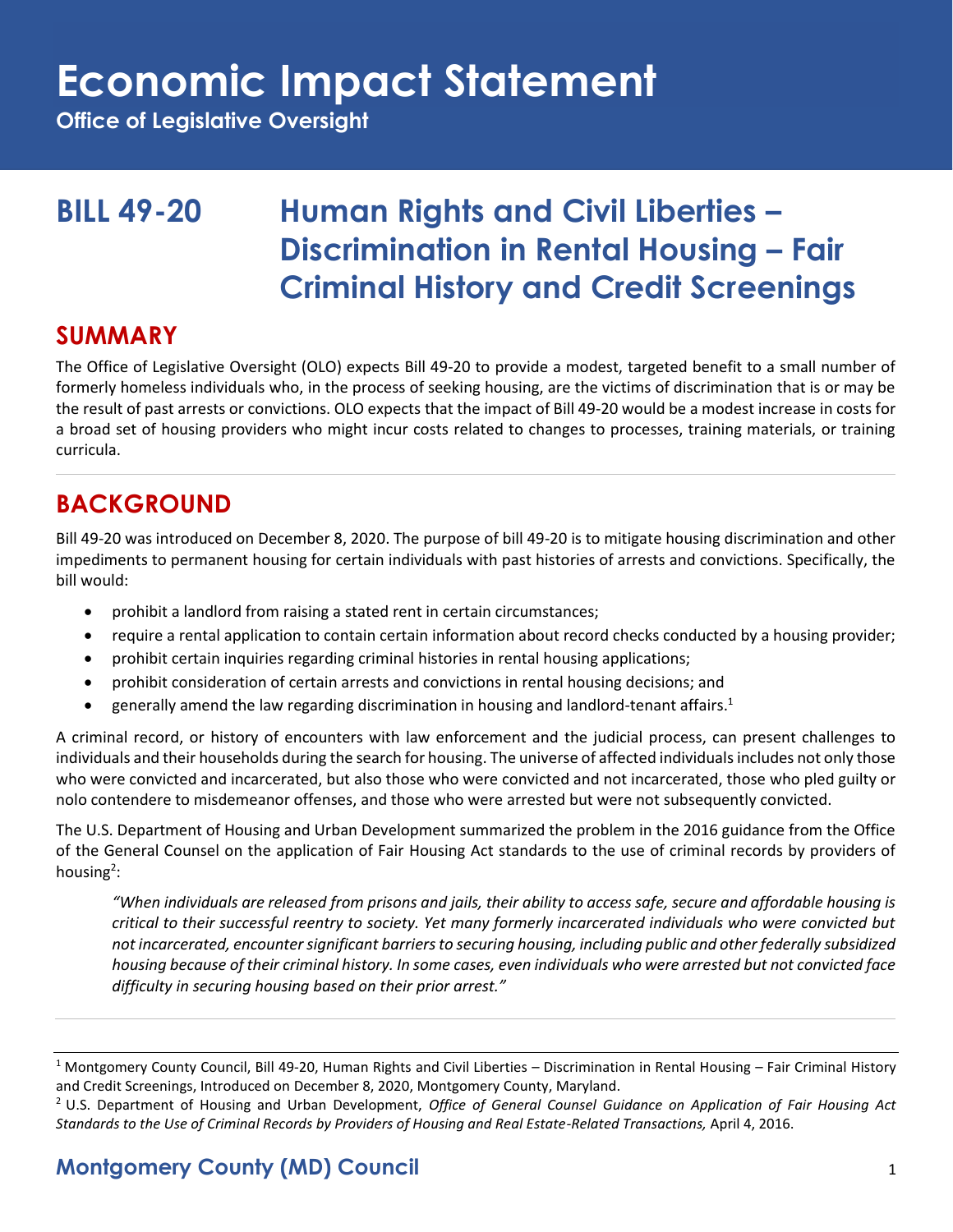# Economic Impact Statement

**Office of Legislative Oversight**

## BILL 49-20 Human Rights and Civil Liberties – Discrimination in Rental Housing – Fair Criminal History and Credit Screenings

## SUMMARY

The Office of Legislative Oversight (OLO) expects Bill 49-20 to provide a modest, targeted benefit to a small number of formerly homeless individuals who, in the process of seeking housing, are the victims of discrimination that is or may be the result of past arrests or convictions. OLO expects that the impact of Bill 49-20 would be a modest increase in costs for a broad set of housing providers who might incur costs related to changes to processes, training materials, or training curricula.

## BACKGROUND

Bill 49-20 was introduced on December 8, 2020. The purpose of bill 49-20 is to mitigate housing discrimination and other impediments to permanent housing for certain individuals with past histories of arrests and convictions. Specifically, the bill would:

- prohibit a landlord from raising a stated rent in certain circumstances;
- require a rental application to contain certain information about record checks conducted by a housing provider;
- prohibit certain inquiries regarding criminal histories in rental housing applications;
- prohibit consideration of certain arrests and convictions in rental housing decisions; and
- generally amend the law regarding discrimination in housing and landlord-tenant affairs.[1]

A criminal record, or history of encounters with law enforcement and the judicial process, can present challenges to individuals and their households during the search for housing. The universe of affected individuals includes not only those who were convicted and incarcerated, but also those who were convicted and not incarcerated, those who pled guilty or nolo contendere to misdemeanor offenses, and those who were arrested but were not subsequently convicted.

The U.S. Department of Housing and Urban Development summarized the problem in the 2016 guidance from the Office of the General Counsel on the application of Fair Housing Act standards to the use of criminal records by providers of housing[2]:

> *"When individuals are released from prisons and jails, their ability to access safe, secure and affordable housing is critical to their successful reentry to society. Yet many formerly incarcerated individuals who were convicted but not incarcerated, encounter significant barriers to securing housing, including public and other federally subsidized housing because of their criminal history. In some cases, even individuals who were arrested but not convicted face difficulty in securing housing based on their prior arrest."*

---

[1] Montgomery County Council, Bill 49-20, Human Rights and Civil Liberties – Discrimination in Rental Housing – Fair Criminal History and Credit Screenings, Introduced on December 8, 2020, Montgomery County, Maryland.

[2] U.S. Department of Housing and Urban Development, *Office of General Counsel Guidance on Application of Fair Housing Act Standards to the Use of Criminal Records by Providers of Housing and Real Estate-Related Transactions,* April 4, 2016.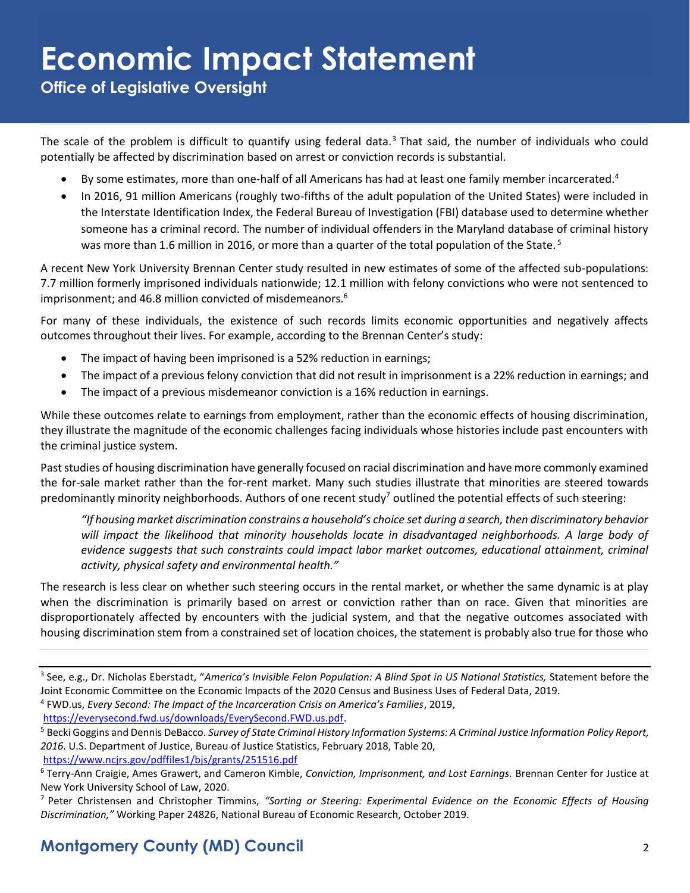The scale of the problem is difficult to quantify using federal data.[3] That said, the number of individuals who could potentially be affected by discrimination based on arrest or conviction records is substantial.

- By some estimates, more than one-half of all Americans has had at least one family member incarcerated.[4]
- In 2016, 91 million Americans (roughly two-fifths of the adult population of the United States) were included in the Interstate Identification Index, the Federal Bureau of Investigation (FBI) database used to determine whether someone has a criminal record. The number of individual offenders in the Maryland database of criminal history was more than 1.6 million in 2016, or more than a quarter of the total population of the State.[5]

A recent New York University Brennan Center study resulted in new estimates of some of the affected sub-populations: 7.7 million formerly imprisoned individuals nationwide; 12.1 million with felony convictions who were not sentenced to imprisonment; and 46.8 million convicted of misdemeanors.[6]

For many of these individuals, the existence of such records limits economic opportunities and negatively affects outcomes throughout their lives. For example, according to the Brennan Center's study:

- The impact of having been imprisoned is a 52% reduction in earnings;
- The impact of a previous felony conviction that did not result in imprisonment is a 22% reduction in earnings; and
- The impact of a previous misdemeanor conviction is a 16% reduction in earnings.

While these outcomes relate to earnings from employment, rather than the economic effects of housing discrimination, they illustrate the magnitude of the economic challenges facing individuals whose histories include past encounters with the criminal justice system.

Past studies of housing discrimination have generally focused on racial discrimination and have more commonly examined the for-sale market rather than the for-rent market. Many such studies illustrate that minorities are steered towards predominantly minority neighborhoods. Authors of one recent study[7] outlined the potential effects of such steering:

> *"If housing market discrimination constrains a household's choice set during a search, then discriminatory behavior will impact the likelihood that minority households locate in disadvantaged neighborhoods. A large body of evidence suggests that such constraints could impact labor market outcomes, educational attainment, criminal activity, physical safety and environmental health."*

The research is less clear on whether such steering occurs in the rental market, or whether the same dynamic is at play when the discrimination is primarily based on arrest or conviction rather than on race. Given that minorities are disproportionately affected by encounters with the judicial system, and that the negative outcomes associated with housing discrimination stem from a constrained set of location choices, the statement is probably also true for those who

---

[3] See, e.g., Dr. Nicholas Eberstadt, "*America's Invisible Felon Population: A Blind Spot in US National Statistics,* Statement before the Joint Economic Committee on the Economic Impacts of the 2020 Census and Business Uses of Federal Data, 2019.

[4] FWD.us, *Every Second: The Impact of the Incarceration Crisis on America's Families*, 2019, https://everysecond.fwd.us/downloads/EverySecond.FWD.us.pdf.

[5] Becki Goggins and Dennis DeBacco. *Survey of State Criminal History Information Systems: A Criminal Justice Information Policy Report, 2016*. U.S. Department of Justice, Bureau of Justice Statistics, February 2018, Table 20, https://www.ncjrs.gov/pdffiles1/bjs/grants/251516.pdf

[6] Terry-Ann Craigie, Ames Grawert, and Cameron Kimble, *Conviction, Imprisonment, and Lost Earnings.* Brennan Center for Justice at New York University School of Law, 2020.

[7] Peter Christensen and Christopher Timmins, *"Sorting or Steering: Experimental Evidence on the Economic Effects of Housing Discrimination,"* Working Paper 24826, National Bureau of Economic Research, October 2019.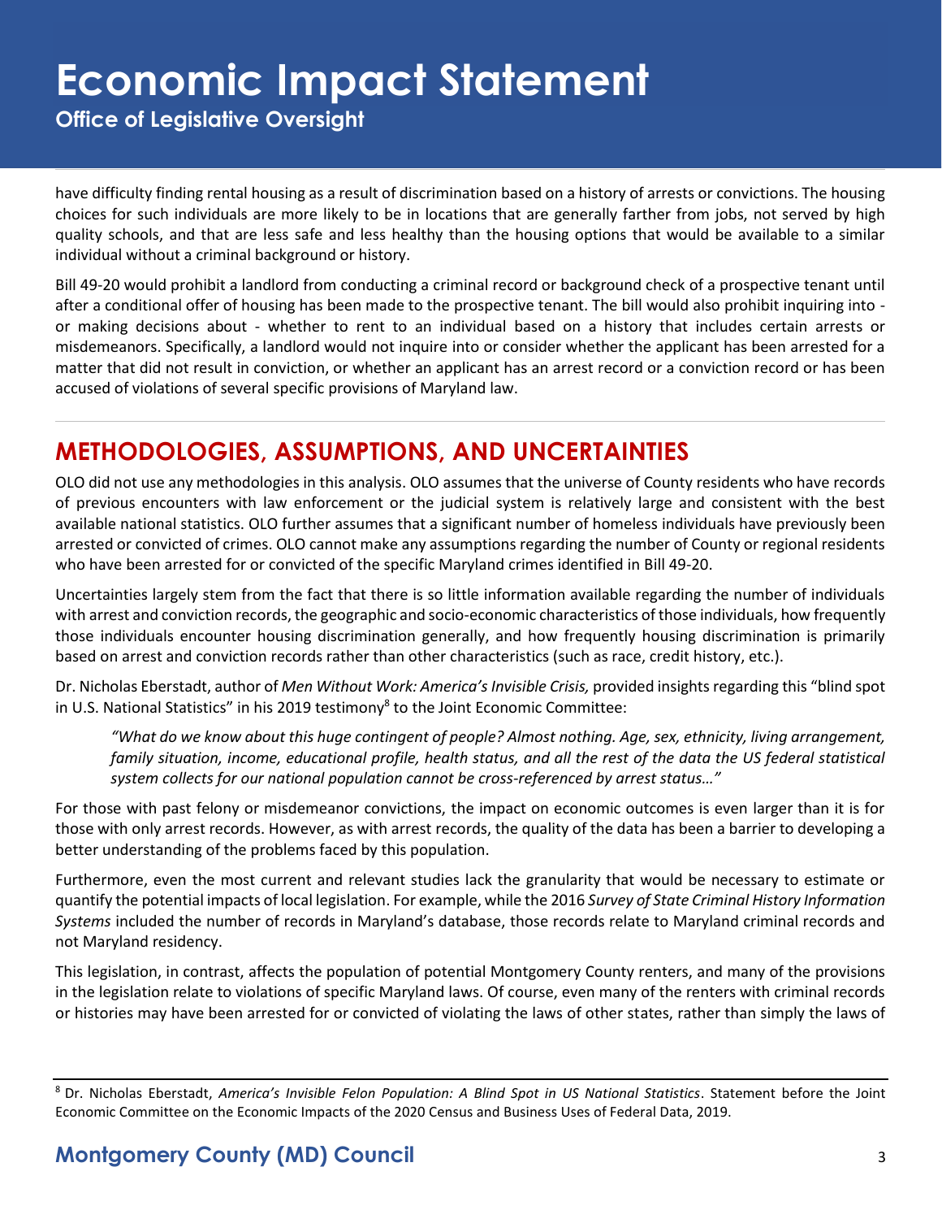have difficulty finding rental housing as a result of discrimination based on a history of arrests or convictions. The housing choices for such individuals are more likely to be in locations that are generally farther from jobs, not served by high quality schools, and that are less safe and less healthy than the housing options that would be available to a similar individual without a criminal background or history.

Bill 49-20 would prohibit a landlord from conducting a criminal record or background check of a prospective tenant until after a conditional offer of housing has been made to the prospective tenant. The bill would also prohibit inquiring into - or making decisions about - whether to rent to an individual based on a history that includes certain arrests or misdemeanors. Specifically, a landlord would not inquire into or consider whether the applicant has been arrested for a matter that did not result in conviction, or whether an applicant has an arrest record or a conviction record or has been accused of violations of several specific provisions of Maryland law.

## METHODOLOGIES, ASSUMPTIONS, AND UNCERTAINTIES

OLO did not use any methodologies in this analysis. OLO assumes that the universe of County residents who have records of previous encounters with law enforcement or the judicial system is relatively large and consistent with the best available national statistics. OLO further assumes that a significant number of homeless individuals have previously been arrested or convicted of crimes. OLO cannot make any assumptions regarding the number of County or regional residents who have been arrested for or convicted of the specific Maryland crimes identified in Bill 49-20.

Uncertainties largely stem from the fact that there is so little information available regarding the number of individuals with arrest and conviction records, the geographic and socio-economic characteristics of those individuals, how frequently those individuals encounter housing discrimination generally, and how frequently housing discrimination is primarily based on arrest and conviction records rather than other characteristics (such as race, credit history, etc.).

Dr. Nicholas Eberstadt, author of *Men Without Work: America's Invisible Crisis,* provided insights regarding this "blind spot in U.S. National Statistics" in his 2019 testimony[8] to the Joint Economic Committee:

> *"What do we know about this huge contingent of people? Almost nothing. Age, sex, ethnicity, living arrangement, family situation, income, educational profile, health status, and all the rest of the data the US federal statistical system collects for our national population cannot be cross-referenced by arrest status…"*

For those with past felony or misdemeanor convictions, the impact on economic outcomes is even larger than it is for those with only arrest records. However, as with arrest records, the quality of the data has been a barrier to developing a better understanding of the problems faced by this population.

Furthermore, even the most current and relevant studies lack the granularity that would be necessary to estimate or quantify the potential impacts of local legislation. For example, while the 2016 *Survey of State Criminal History Information Systems* included the number of records in Maryland's database, those records relate to Maryland criminal records and not Maryland residency.

This legislation, in contrast, affects the population of potential Montgomery County renters, and many of the provisions in the legislation relate to violations of specific Maryland laws. Of course, even many of the renters with criminal records or histories may have been arrested for or convicted of violating the laws of other states, rather than simply the laws of

---

[8] Dr. Nicholas Eberstadt, *America's Invisible Felon Population: A Blind Spot in US National Statistics*. Statement before the Joint Economic Committee on the Economic Impacts of the 2020 Census and Business Uses of Federal Data, 2019.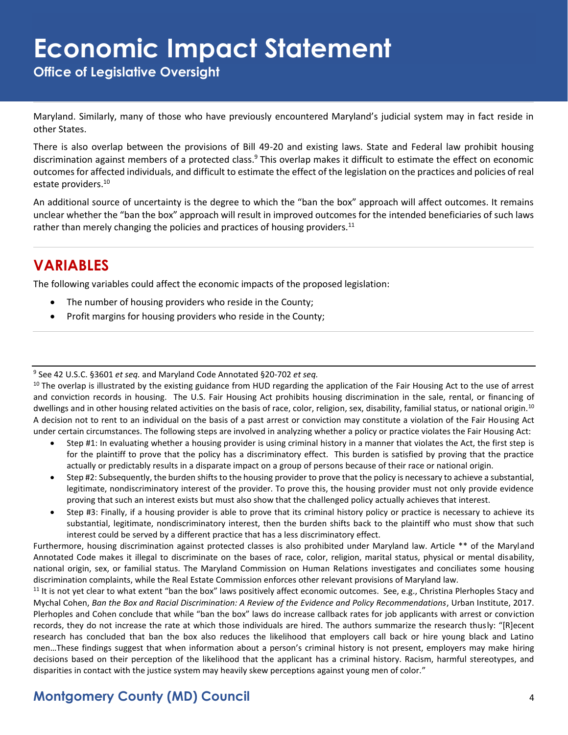Maryland. Similarly, many of those who have previously encountered Maryland's judicial system may in fact reside in other States.

There is also overlap between the provisions of Bill 49-20 and existing laws. State and Federal law prohibit housing discrimination against members of a protected class.[9] This overlap makes it difficult to estimate the effect on economic outcomes for affected individuals, and difficult to estimate the effect of the legislation on the practices and policies of real estate providers.[10]

An additional source of uncertainty is the degree to which the "ban the box" approach will affect outcomes. It remains unclear whether the "ban the box" approach will result in improved outcomes for the intended beneficiaries of such laws rather than merely changing the policies and practices of housing providers.[11]

## VARIABLES

The following variables could affect the economic impacts of the proposed legislation:

- The number of housing providers who reside in the County;
- Profit margins for housing providers who reside in the County;

---

[9] See 42 U.S.C. §3601 *et seq.* and Maryland Code Annotated §20-702 *et seq.*

[10] The overlap is illustrated by the existing guidance from HUD regarding the application of the Fair Housing Act to the use of arrest and conviction records in housing. The U.S. Fair Housing Act prohibits housing discrimination in the sale, rental, or financing of dwellings and in other housing related activities on the basis of race, color, religion, sex, disability, familial status, or national origin.[10] A decision not to rent to an individual on the basis of a past arrest or conviction may constitute a violation of the Fair Housing Act under certain circumstances. The following steps are involved in analyzing whether a policy or practice violates the Fair Housing Act:

- Step #1: In evaluating whether a housing provider is using criminal history in a manner that violates the Act, the first step is for the plaintiff to prove that the policy has a discriminatory effect. This burden is satisfied by proving that the practice actually or predictably results in a disparate impact on a group of persons because of their race or national origin.
- Step #2: Subsequently, the burden shifts to the housing provider to prove that the policy is necessary to achieve a substantial, legitimate, nondiscriminatory interest of the provider. To prove this, the housing provider must not only provide evidence proving that such an interest exists but must also show that the challenged policy actually achieves that interest.
- Step #3: Finally, if a housing provider is able to prove that its criminal history policy or practice is necessary to achieve its substantial, legitimate, nondiscriminatory interest, then the burden shifts back to the plaintiff who must show that such interest could be served by a different practice that has a less discriminatory effect.

Furthermore, housing discrimination against protected classes is also prohibited under Maryland law. Article ** of the Maryland Annotated Code makes it illegal to discriminate on the bases of race, color, religion, marital status, physical or mental disability, national origin, sex, or familial status. The Maryland Commission on Human Relations investigates and conciliates some housing discrimination complaints, while the Real Estate Commission enforces other relevant provisions of Maryland law.

[11] It is not yet clear to what extent "ban the box" laws positively affect economic outcomes. See, e.g., Christina Plerhoples Stacy and Mychal Cohen, *Ban the Box and Racial Discrimination: A Review of the Evidence and Policy Recommendations*, Urban Institute, 2017. Plerhoples and Cohen conclude that while "ban the box" laws do increase callback rates for job applicants with arrest or conviction records, they do not increase the rate at which those individuals are hired. The authors summarize the research thusly: "[R]ecent research has concluded that ban the box also reduces the likelihood that employers call back or hire young black and Latino men…These findings suggest that when information about a person's criminal history is not present, employers may make hiring decisions based on their perception of the likelihood that the applicant has a criminal history. Racism, harmful stereotypes, and disparities in contact with the justice system may heavily skew perceptions against young men of color."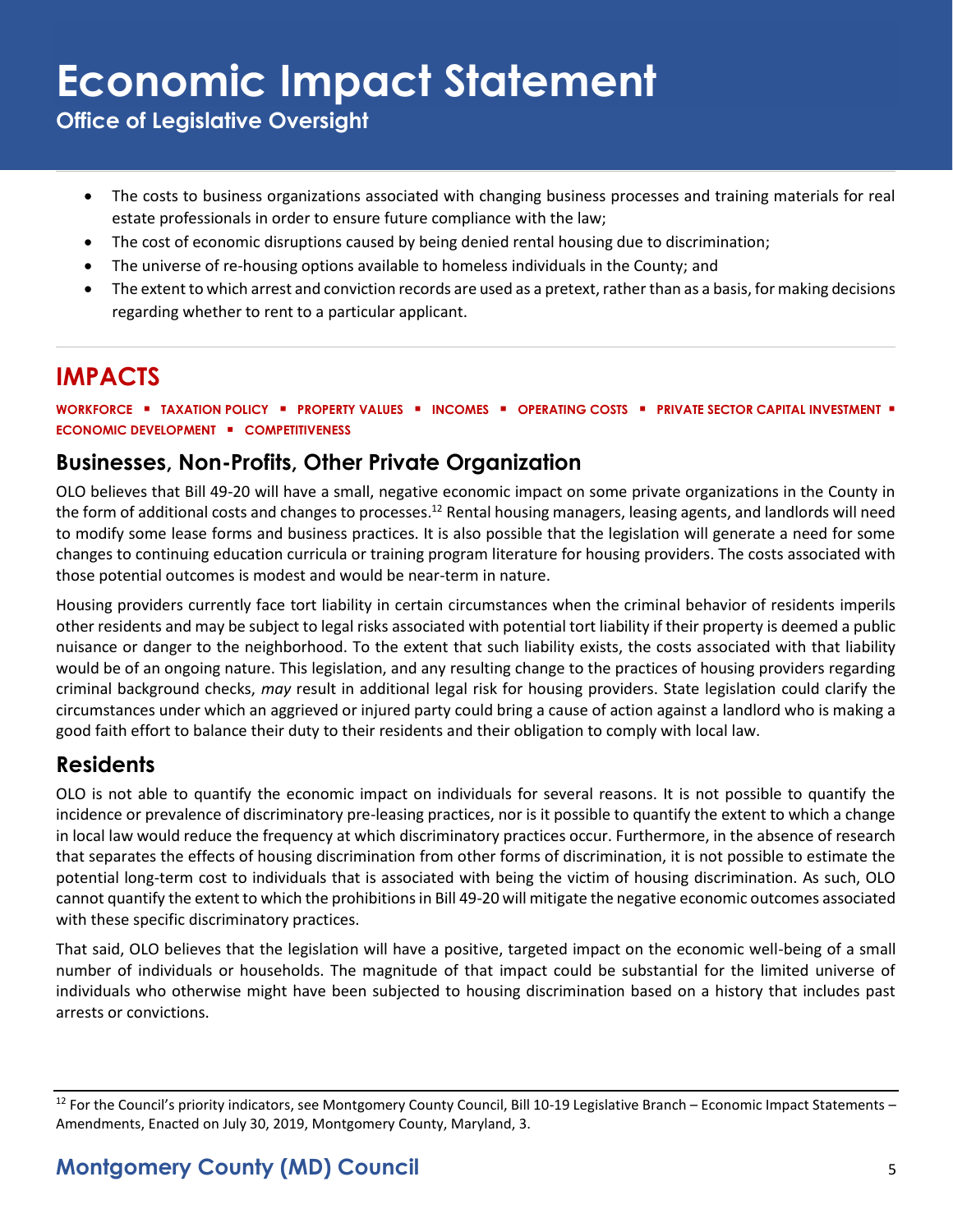- The costs to business organizations associated with changing business processes and training materials for real estate professionals in order to ensure future compliance with the law;
- The cost of economic disruptions caused by being denied rental housing due to discrimination;
- The universe of re-housing options available to homeless individuals in the County; and
- The extent to which arrest and conviction records are used as a pretext, rather than as a basis, for making decisions regarding whether to rent to a particular applicant.

## IMPACTS

**WORKFORCE ▪ TAXATION POLICY ▪ PROPERTY VALUES ▪ INCOMES ▪ OPERATING COSTS ▪ PRIVATE SECTOR CAPITAL INVESTMENT ▪ ECONOMIC DEVELOPMENT ▪ COMPETITIVENESS**

### Businesses, Non-Profits, Other Private Organization

OLO believes that Bill 49-20 will have a small, negative economic impact on some private organizations in the County in the form of additional costs and changes to processes.[12] Rental housing managers, leasing agents, and landlords will need to modify some lease forms and business practices. It is also possible that the legislation will generate a need for some changes to continuing education curricula or training program literature for housing providers. The costs associated with those potential outcomes is modest and would be near-term in nature.

Housing providers currently face tort liability in certain circumstances when the criminal behavior of residents imperils other residents and may be subject to legal risks associated with potential tort liability if their property is deemed a public nuisance or danger to the neighborhood. To the extent that such liability exists, the costs associated with that liability would be of an ongoing nature. This legislation, and any resulting change to the practices of housing providers regarding criminal background checks, *may* result in additional legal risk for housing providers. State legislation could clarify the circumstances under which an aggrieved or injured party could bring a cause of action against a landlord who is making a good faith effort to balance their duty to their residents and their obligation to comply with local law.

### Residents

OLO is not able to quantify the economic impact on individuals for several reasons. It is not possible to quantify the incidence or prevalence of discriminatory pre-leasing practices, nor is it possible to quantify the extent to which a change in local law would reduce the frequency at which discriminatory practices occur. Furthermore, in the absence of research that separates the effects of housing discrimination from other forms of discrimination, it is not possible to estimate the potential long-term cost to individuals that is associated with being the victim of housing discrimination. As such, OLO cannot quantify the extent to which the prohibitions in Bill 49-20 will mitigate the negative economic outcomes associated with these specific discriminatory practices.

That said, OLO believes that the legislation will have a positive, targeted impact on the economic well-being of a small number of individuals or households. The magnitude of that impact could be substantial for the limited universe of individuals who otherwise might have been subjected to housing discrimination based on a history that includes past arrests or convictions.

[12] For the Council's priority indicators, see Montgomery County Council, Bill 10-19 Legislative Branch – Economic Impact Statements – Amendments, Enacted on July 30, 2019, Montgomery County, Maryland, 3.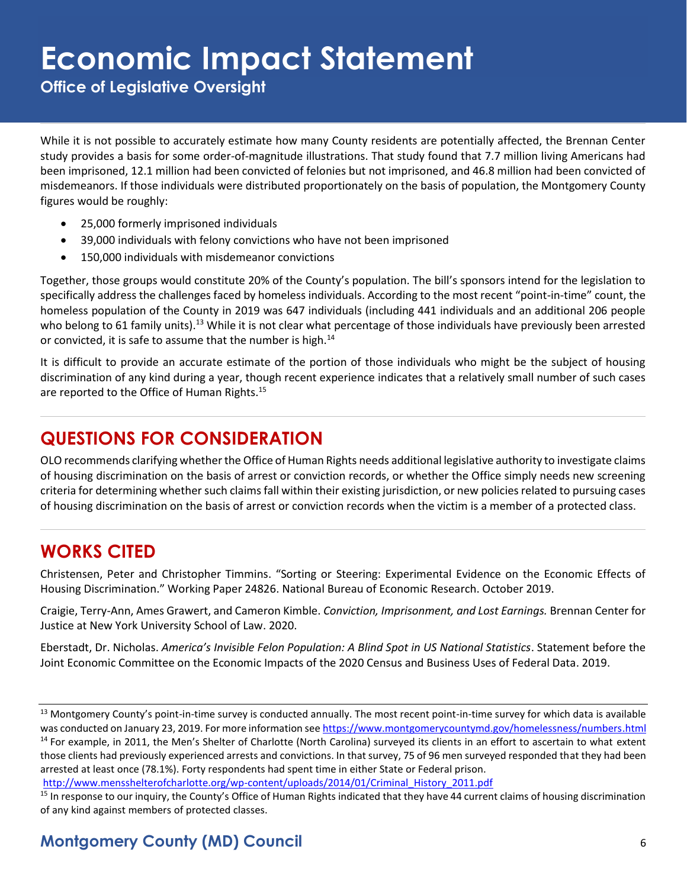While it is not possible to accurately estimate how many County residents are potentially affected, the Brennan Center study provides a basis for some order-of-magnitude illustrations. That study found that 7.7 million living Americans had been imprisoned, 12.1 million had been convicted of felonies but not imprisoned, and 46.8 million had been convicted of misdemeanors. If those individuals were distributed proportionately on the basis of population, the Montgomery County figures would be roughly:

- 25,000 formerly imprisoned individuals
- 39,000 individuals with felony convictions who have not been imprisoned
- 150,000 individuals with misdemeanor convictions

Together, those groups would constitute 20% of the County's population. The bill's sponsors intend for the legislation to specifically address the challenges faced by homeless individuals. According to the most recent "point-in-time" count, the homeless population of the County in 2019 was 647 individuals (including 441 individuals and an additional 206 people who belong to 61 family units).[13] While it is not clear what percentage of those individuals have previously been arrested or convicted, it is safe to assume that the number is high.[14]

It is difficult to provide an accurate estimate of the portion of those individuals who might be the subject of housing discrimination of any kind during a year, though recent experience indicates that a relatively small number of such cases are reported to the Office of Human Rights.[15]

## QUESTIONS FOR CONSIDERATION

OLO recommends clarifying whether the Office of Human Rights needs additional legislative authority to investigate claims of housing discrimination on the basis of arrest or conviction records, or whether the Office simply needs new screening criteria for determining whether such claims fall within their existing jurisdiction, or new policies related to pursuing cases of housing discrimination on the basis of arrest or conviction records when the victim is a member of a protected class.

## WORKS CITED

Christensen, Peter and Christopher Timmins. "Sorting or Steering: Experimental Evidence on the Economic Effects of Housing Discrimination." Working Paper 24826. National Bureau of Economic Research. October 2019.

Craigie, Terry-Ann, Ames Grawert, and Cameron Kimble. *Conviction, Imprisonment, and Lost Earnings.* Brennan Center for Justice at New York University School of Law. 2020.

Eberstadt, Dr. Nicholas. *America's Invisible Felon Population: A Blind Spot in US National Statistics*. Statement before the Joint Economic Committee on the Economic Impacts of the 2020 Census and Business Uses of Federal Data. 2019.

---

[13] Montgomery County's point-in-time survey is conducted annually. The most recent point-in-time survey for which data is available was conducted on January 23, 2019. For more information see https://www.montgomerycountymd.gov/homelessness/numbers.html

[14] For example, in 2011, the Men's Shelter of Charlotte (North Carolina) surveyed its clients in an effort to ascertain to what extent those clients had previously experienced arrests and convictions. In that survey, 75 of 96 men surveyed responded that they had been arrested at least once (78.1%). Forty respondents had spent time in either State or Federal prison. http://www.mensshelterofcharlotte.org/wp-content/uploads/2014/01/Criminal_History_2011.pdf

[15] In response to our inquiry, the County's Office of Human Rights indicated that they have 44 current claims of housing discrimination of any kind against members of protected classes.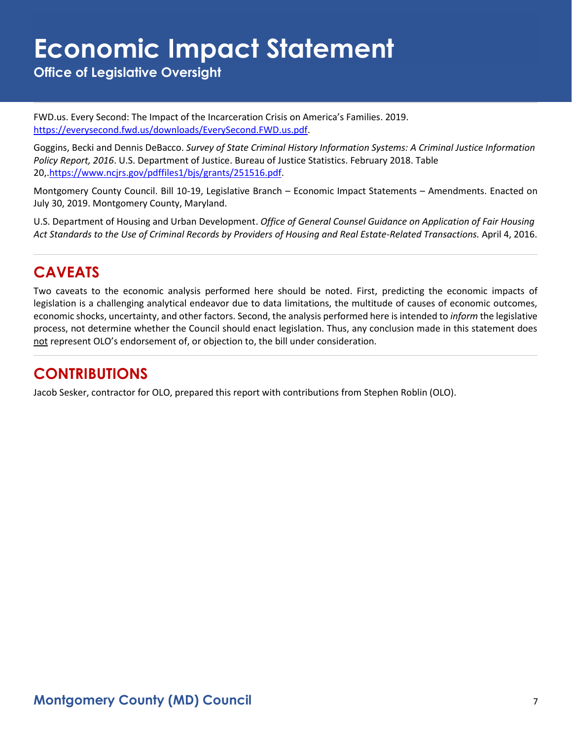FWD.us. Every Second: The Impact of the Incarceration Crisis on America's Families. 2019. https://everysecond.fwd.us/downloads/EverySecond.FWD.us.pdf.

Goggins, Becki and Dennis DeBacco. *Survey of State Criminal History Information Systems: A Criminal Justice Information Policy Report, 2016*. U.S. Department of Justice. Bureau of Justice Statistics. February 2018. Table 20,.https://www.ncjrs.gov/pdffiles1/bjs/grants/251516.pdf.

Montgomery County Council. Bill 10-19, Legislative Branch – Economic Impact Statements – Amendments. Enacted on July 30, 2019. Montgomery County, Maryland.

U.S. Department of Housing and Urban Development. *Office of General Counsel Guidance on Application of Fair Housing Act Standards to the Use of Criminal Records by Providers of Housing and Real Estate-Related Transactions.* April 4, 2016.

## CAVEATS

Two caveats to the economic analysis performed here should be noted. First, predicting the economic impacts of legislation is a challenging analytical endeavor due to data limitations, the multitude of causes of economic outcomes, economic shocks, uncertainty, and other factors. Second, the analysis performed here is intended to *inform* the legislative process, not determine whether the Council should enact legislation. Thus, any conclusion made in this statement does not represent OLO's endorsement of, or objection to, the bill under consideration.

## CONTRIBUTIONS

Jacob Sesker, contractor for OLO, prepared this report with contributions from Stephen Roblin (OLO).